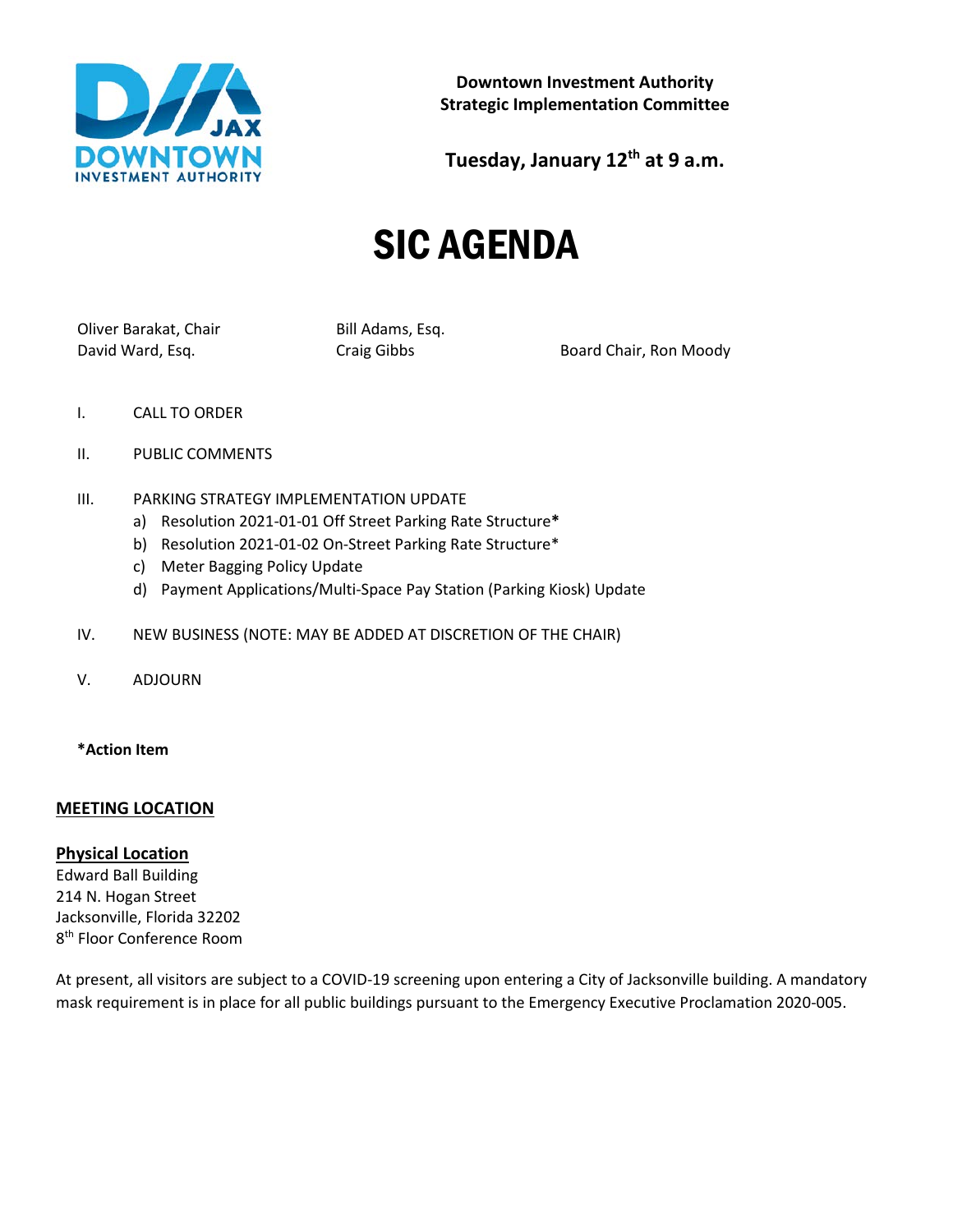**Downtown Investment Authority**
**Strategic Implementation Committee**

**Tuesday, January 12th at 9 a.m.**

# SIC AGENDA

Oliver Barakat, Chair
David Ward, Esq.
Bill Adams, Esq.
Craig Gibbs
Board Chair, Ron Moody

I. CALL TO ORDER

II. PUBLIC COMMENTS

III. PARKING STRATEGY IMPLEMENTATION UPDATE
   a) Resolution 2021-01-01 Off Street Parking Rate Structure**\***
   b) Resolution 2021-01-02 On-Street Parking Rate Structure*
   c) Meter Bagging Policy Update
   d) Payment Applications/Multi-Space Pay Station (Parking Kiosk) Update

IV. NEW BUSINESS (NOTE: MAY BE ADDED AT DISCRETION OF THE CHAIR)

V. ADJOURN

**\*Action Item**

## MEETING LOCATION

### Physical Location

Edward Ball Building
214 N. Hogan Street
Jacksonville, Florida 32202
8th Floor Conference Room

At present, all visitors are subject to a COVID-19 screening upon entering a City of Jacksonville building. A mandatory mask requirement is in place for all public buildings pursuant to the Emergency Executive Proclamation 2020-005.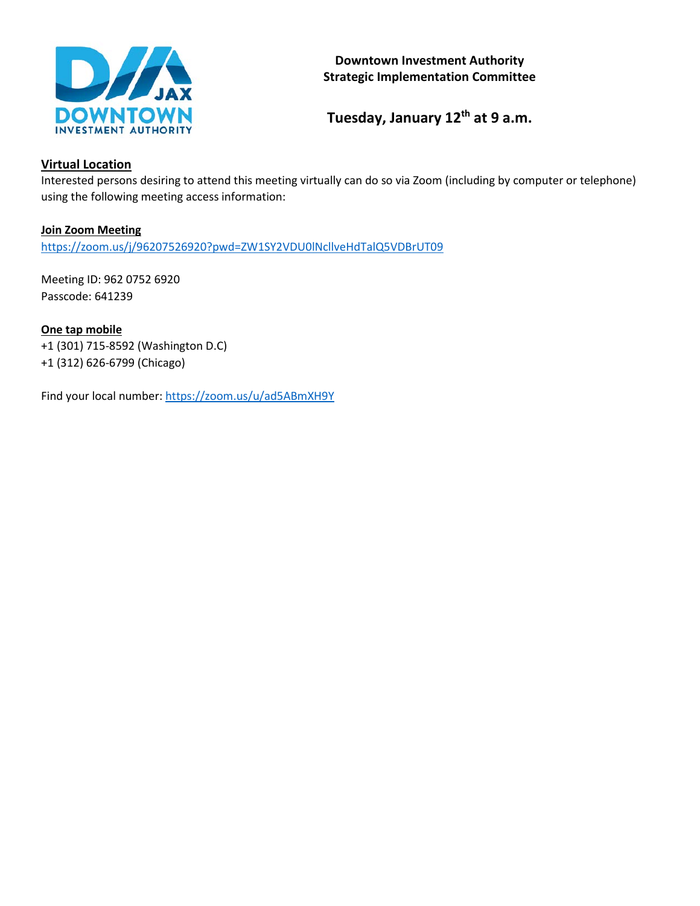**Downtown Investment Authority**
**Strategic Implementation Committee**

## Tuesday, January 12th at 9 a.m.

**Virtual Location**

Interested persons desiring to attend this meeting virtually can do so via Zoom (including by computer or telephone) using the following meeting access information:

**Join Zoom Meeting**

https://zoom.us/j/96207526920?pwd=ZW1SY2VDU0lNcllveHdTalQ5VDBrUT09

Meeting ID: 962 0752 6920
Passcode: 641239

**One tap mobile**

+1 (301) 715-8592 (Washington D.C)
+1 (312) 626-6799 (Chicago)

Find your local number: https://zoom.us/u/ad5ABmXH9Y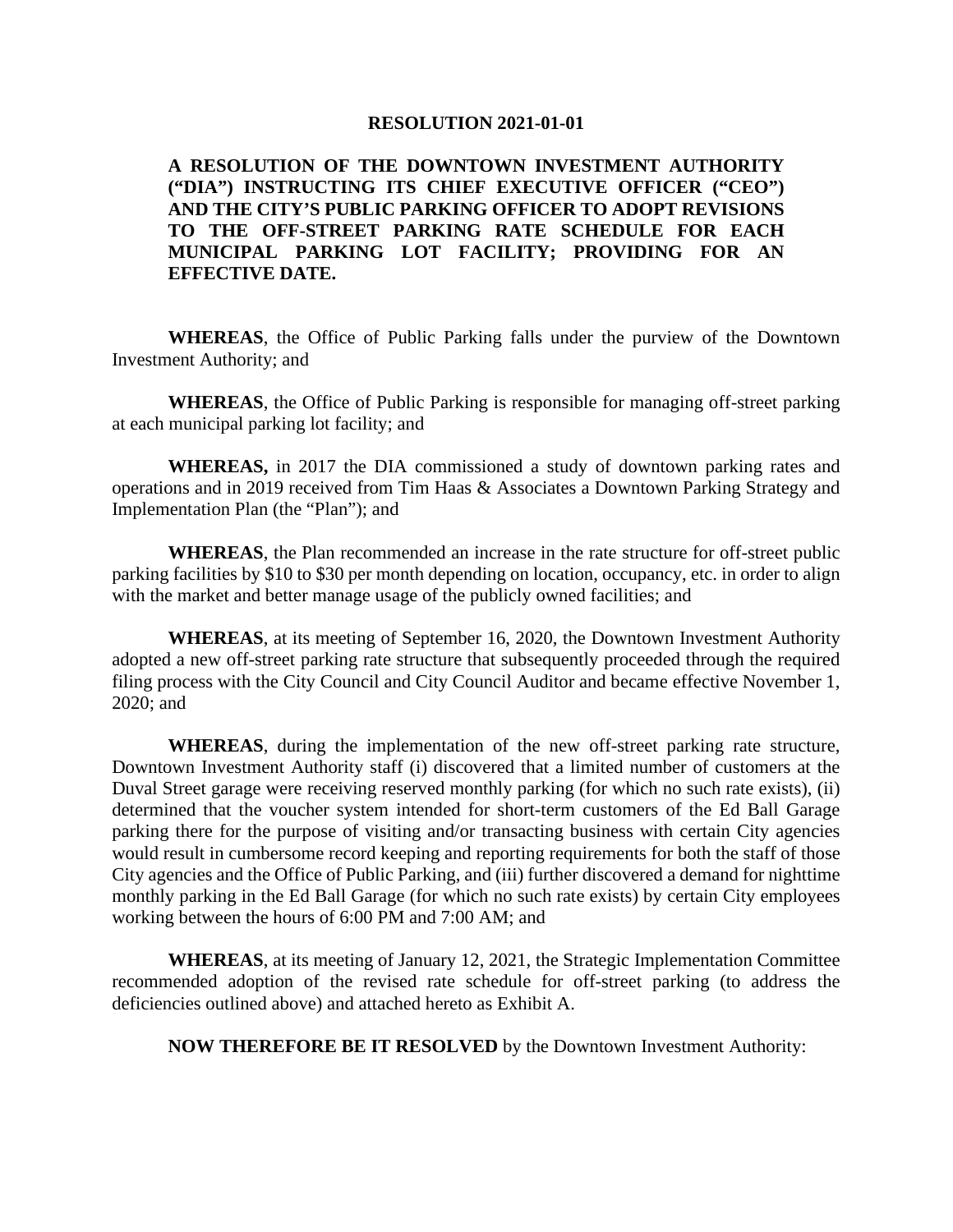**RESOLUTION 2021-01-01**

**A RESOLUTION OF THE DOWNTOWN INVESTMENT AUTHORITY ("DIA") INSTRUCTING ITS CHIEF EXECUTIVE OFFICER ("CEO") AND THE CITY'S PUBLIC PARKING OFFICER TO ADOPT REVISIONS TO THE OFF-STREET PARKING RATE SCHEDULE FOR EACH MUNICIPAL PARKING LOT FACILITY; PROVIDING FOR AN EFFECTIVE DATE.**

**WHEREAS**, the Office of Public Parking falls under the purview of the Downtown Investment Authority; and

**WHEREAS**, the Office of Public Parking is responsible for managing off-street parking at each municipal parking lot facility; and

**WHEREAS,** in 2017 the DIA commissioned a study of downtown parking rates and operations and in 2019 received from Tim Haas & Associates a Downtown Parking Strategy and Implementation Plan (the "Plan"); and

**WHEREAS**, the Plan recommended an increase in the rate structure for off-street public parking facilities by $10 to $30 per month depending on location, occupancy, etc. in order to align with the market and better manage usage of the publicly owned facilities; and

**WHEREAS**, at its meeting of September 16, 2020, the Downtown Investment Authority adopted a new off-street parking rate structure that subsequently proceeded through the required filing process with the City Council and City Council Auditor and became effective November 1, 2020; and

**WHEREAS**, during the implementation of the new off-street parking rate structure, Downtown Investment Authority staff (i) discovered that a limited number of customers at the Duval Street garage were receiving reserved monthly parking (for which no such rate exists), (ii) determined that the voucher system intended for short-term customers of the Ed Ball Garage parking there for the purpose of visiting and/or transacting business with certain City agencies would result in cumbersome record keeping and reporting requirements for both the staff of those City agencies and the Office of Public Parking, and (iii) further discovered a demand for nighttime monthly parking in the Ed Ball Garage (for which no such rate exists) by certain City employees working between the hours of 6:00 PM and 7:00 AM; and

**WHEREAS**, at its meeting of January 12, 2021, the Strategic Implementation Committee recommended adoption of the revised rate schedule for off-street parking (to address the deficiencies outlined above) and attached hereto as Exhibit A.

**NOW THEREFORE BE IT RESOLVED** by the Downtown Investment Authority: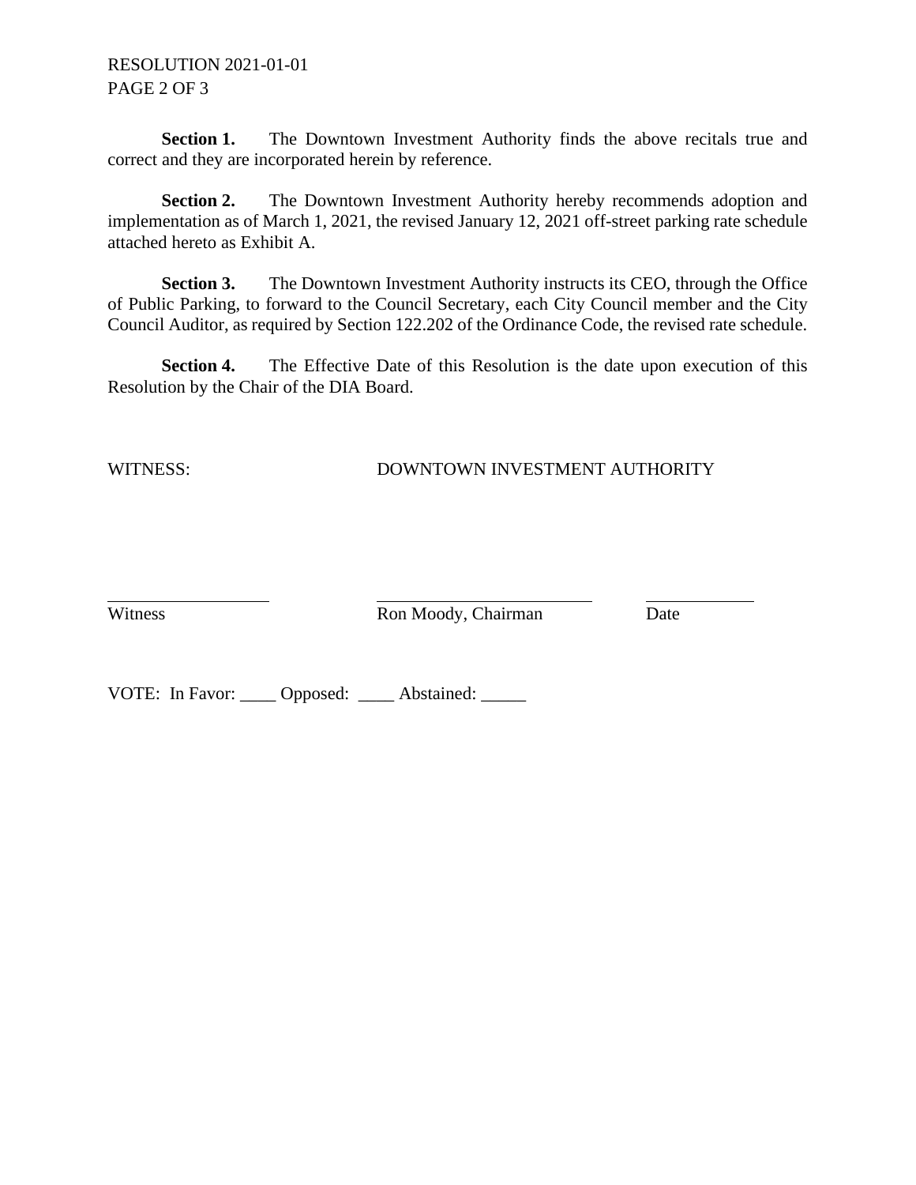**Section 1.** The Downtown Investment Authority finds the above recitals true and correct and they are incorporated herein by reference.

**Section 2.** The Downtown Investment Authority hereby recommends adoption and implementation as of March 1, 2021, the revised January 12, 2021 off-street parking rate schedule attached hereto as Exhibit A.

**Section 3.** The Downtown Investment Authority instructs its CEO, through the Office of Public Parking, to forward to the Council Secretary, each City Council member and the City Council Auditor, as required by Section 122.202 of the Ordinance Code, the revised rate schedule.

**Section 4.** The Effective Date of this Resolution is the date upon execution of this Resolution by the Chair of the DIA Board.

WITNESS: DOWNTOWN INVESTMENT AUTHORITY

\_\_\_\_\_\_\_\_\_\_\_\_\_\_\_\_\_\_ \_\_\_\_\_\_\_\_\_\_\_\_\_\_\_\_\_\_\_\_\_\_\_\_ \_\_\_\_\_\_\_\_\_\_\_\_

Witness Ron Moody, Chairman Date

VOTE: In Favor: ____ Opposed: ____ Abstained: _____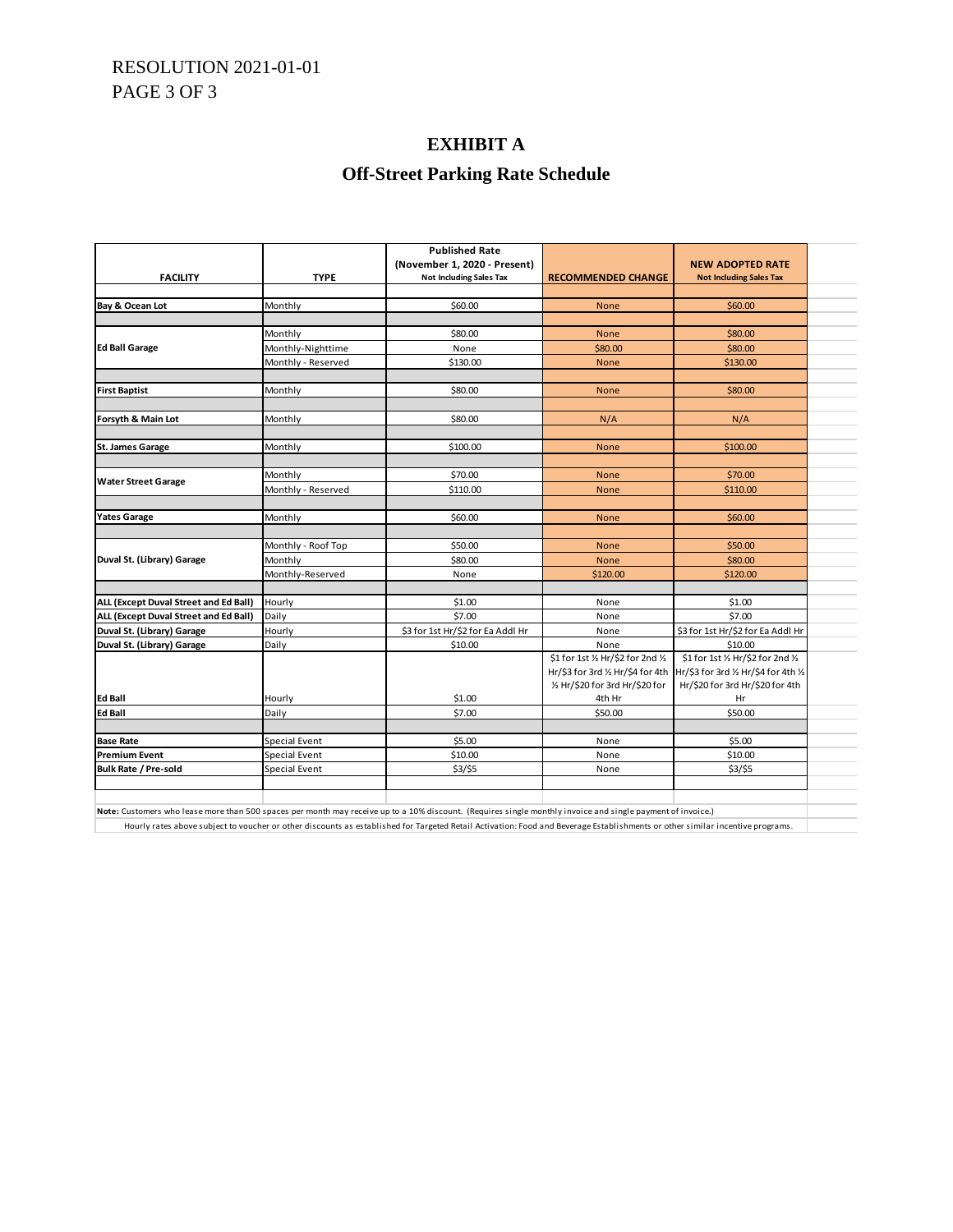RESOLUTION 2021-01-01
PAGE 3 OF 3

# EXHIBIT A

## Off-Street Parking Rate Schedule

| FACILITY | TYPE | Published Rate (November 1, 2020 - Present) Not Including Sales Tax | RECOMMENDED CHANGE | NEW ADOPTED RATE Not Including Sales Tax |
|---|---|---|---|---|
| **Bay & Ocean Lot** | Monthly | $60.00 | None | $60.00 |
| **Ed Ball Garage** | Monthly | $80.00 | None | $80.00 |
| | Monthly-Nighttime | None | $80.00 | $80.00 |
| | Monthly - Reserved | $130.00 | None | $130.00 |
| **First Baptist** | Monthly | $80.00 | None | $80.00 |
| **Forsyth & Main Lot** | Monthly | $80.00 | N/A | N/A |
| **St. James Garage** | Monthly | $100.00 | None | $100.00 |
| **Water Street Garage** | Monthly | $70.00 | None | $70.00 |
| | Monthly - Reserved | $110.00 | None | $110.00 |
| **Yates Garage** | Monthly | $60.00 | None | $60.00 |
| **Duval St. (Library) Garage** | Monthly - Roof Top | $50.00 | None | $50.00 |
| | Monthly | $80.00 | None | $80.00 |
| | Monthly-Reserved | None | $120.00 | $120.00 |
| **ALL (Except Duval Street and Ed Ball)** | Hourly | $1.00 | None | $1.00 |
| **ALL (Except Duval Street and Ed Ball)** | Daily | $7.00 | None | $7.00 |
| **Duval St. (Library) Garage** | Hourly | $3 for 1st Hr/$2 for Ea Addl Hr | None | $3 for 1st Hr/$2 for Ea Addl Hr |
| **Duval St. (Library) Garage** | Daily | $10.00 | None | $10.00 |
| **Ed Ball** | Hourly | $1.00 | $1 for 1st ½ Hr/$2 for 2nd ½ Hr/$3 for 3rd ½ Hr/$4 for 4th ½ Hr/$20 for 3rd Hr/$20 for 4th Hr | $1 for 1st ½ Hr/$2 for 2nd ½ Hr/$3 for 3rd ½ Hr/$4 for 4th ½ Hr/$20 for 3rd Hr/$20 for 4th Hr |
| **Ed Ball** | Daily | $7.00 | $50.00 | $50.00 |
| **Base Rate** | Special Event | $5.00 | None | $5.00 |
| **Premium Event** | Special Event | $10.00 | None | $10.00 |
| **Bulk Rate / Pre-sold** | Special Event | $3/$5 | None | $3/$5 |

**Note:** Customers who lease more than 500 spaces per month may receive up to a 10% discount. (Requires single monthly invoice and single payment of invoice.)

Hourly rates above subject to voucher or other discounts as established for Targeted Retail Activation: Food and Beverage Establishments or other similar incentive programs.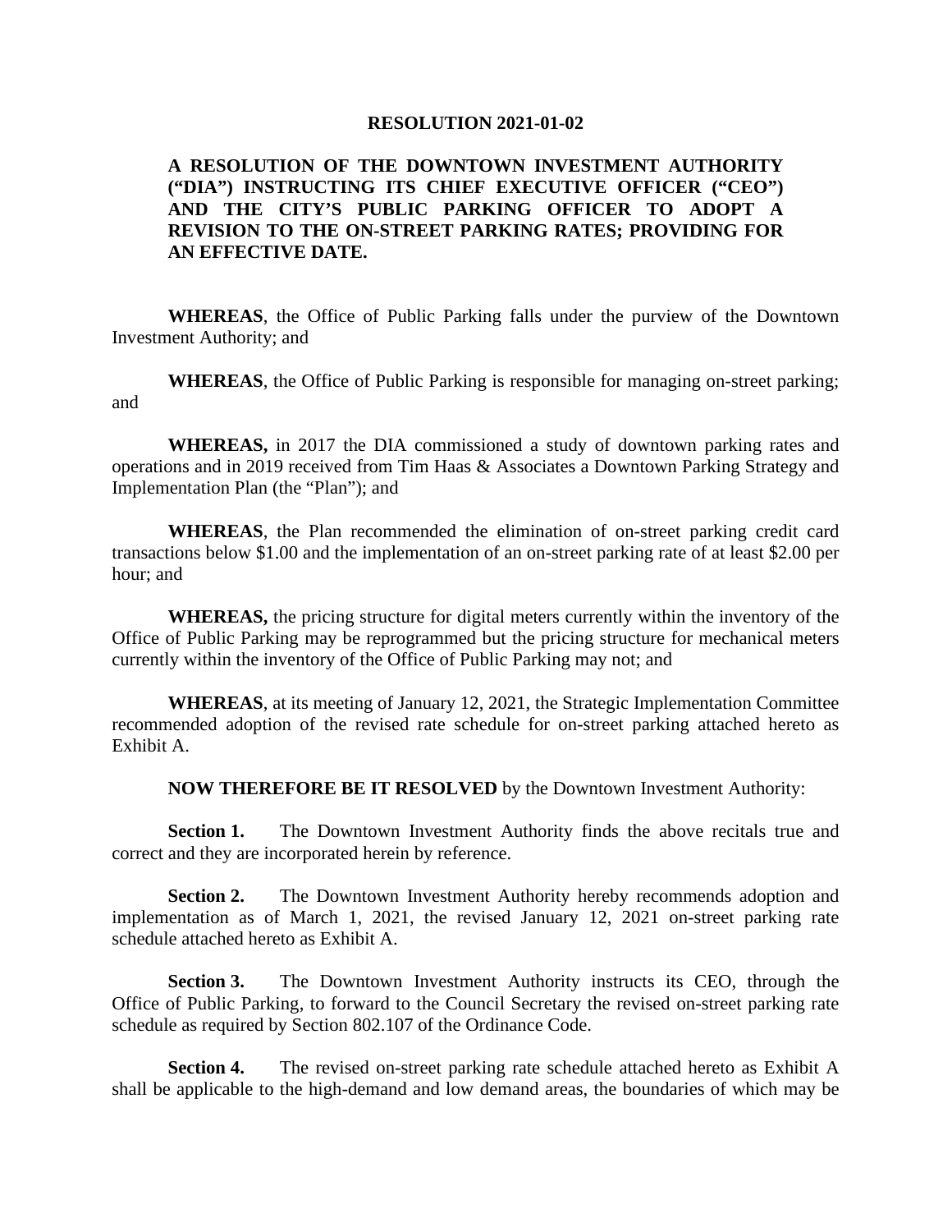**RESOLUTION 2021-01-02**

**A RESOLUTION OF THE DOWNTOWN INVESTMENT AUTHORITY ("DIA") INSTRUCTING ITS CHIEF EXECUTIVE OFFICER ("CEO") AND THE CITY'S PUBLIC PARKING OFFICER TO ADOPT A REVISION TO THE ON-STREET PARKING RATES; PROVIDING FOR AN EFFECTIVE DATE.**

**WHEREAS**, the Office of Public Parking falls under the purview of the Downtown Investment Authority; and

**WHEREAS**, the Office of Public Parking is responsible for managing on-street parking; and

**WHEREAS,** in 2017 the DIA commissioned a study of downtown parking rates and operations and in 2019 received from Tim Haas & Associates a Downtown Parking Strategy and Implementation Plan (the "Plan"); and

**WHEREAS**, the Plan recommended the elimination of on-street parking credit card transactions below $1.00 and the implementation of an on-street parking rate of at least $2.00 per hour; and

**WHEREAS,** the pricing structure for digital meters currently within the inventory of the Office of Public Parking may be reprogrammed but the pricing structure for mechanical meters currently within the inventory of the Office of Public Parking may not; and

**WHEREAS**, at its meeting of January 12, 2021, the Strategic Implementation Committee recommended adoption of the revised rate schedule for on-street parking attached hereto as Exhibit A.

**NOW THEREFORE BE IT RESOLVED** by the Downtown Investment Authority:

**Section 1.** The Downtown Investment Authority finds the above recitals true and correct and they are incorporated herein by reference.

**Section 2.** The Downtown Investment Authority hereby recommends adoption and implementation as of March 1, 2021, the revised January 12, 2021 on-street parking rate schedule attached hereto as Exhibit A.

**Section 3.** The Downtown Investment Authority instructs its CEO, through the Office of Public Parking, to forward to the Council Secretary the revised on-street parking rate schedule as required by Section 802.107 of the Ordinance Code.

**Section 4.** The revised on-street parking rate schedule attached hereto as Exhibit A shall be applicable to the high-demand and low demand areas, the boundaries of which may be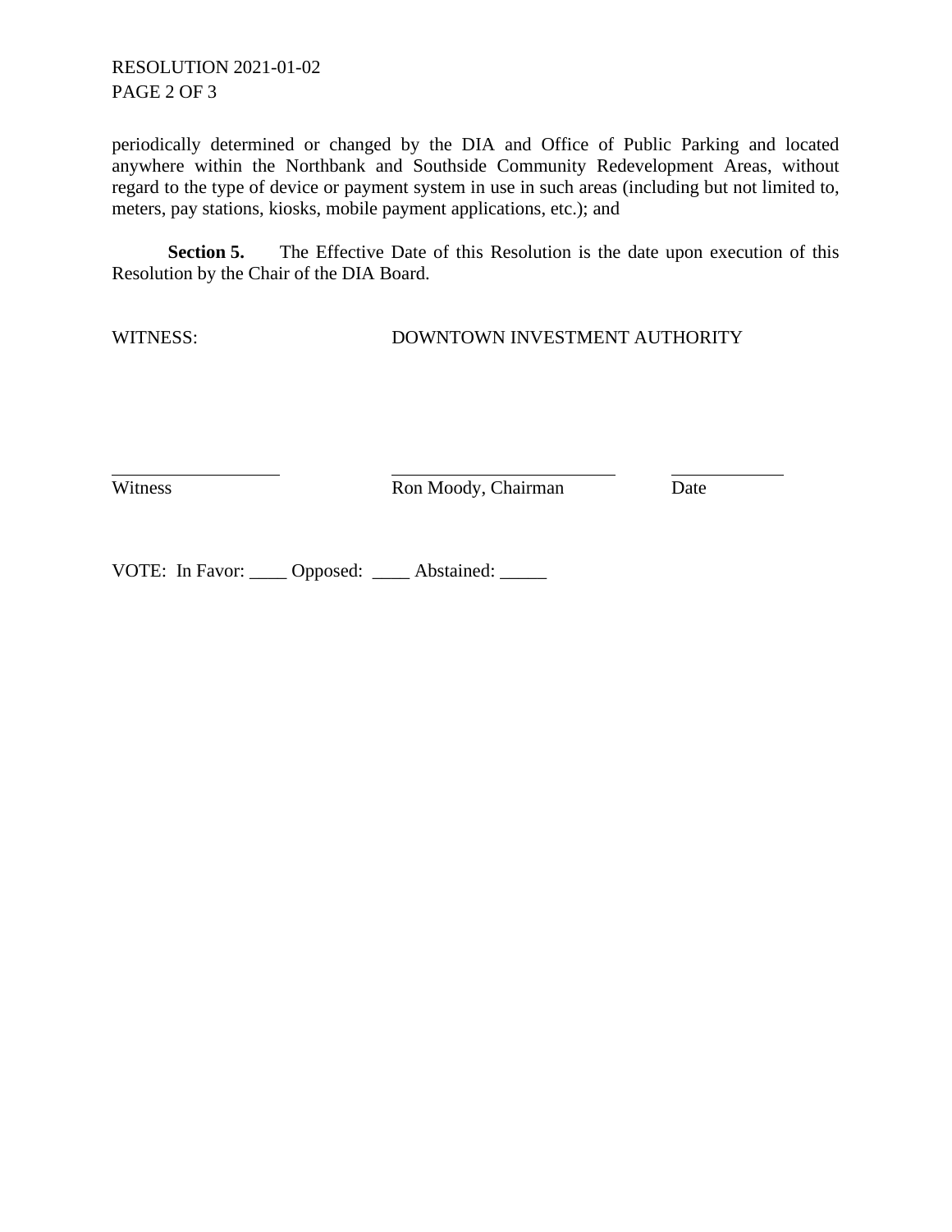periodically determined or changed by the DIA and Office of Public Parking and located anywhere within the Northbank and Southside Community Redevelopment Areas, without regard to the type of device or payment system in use in such areas (including but not limited to, meters, pay stations, kiosks, mobile payment applications, etc.); and

**Section 5.** The Effective Date of this Resolution is the date upon execution of this Resolution by the Chair of the DIA Board.

WITNESS: DOWNTOWN INVESTMENT AUTHORITY

| ____________________ | ____________________ | ____________ |
| --- | --- | --- |
| Witness | Ron Moody, Chairman | Date |

VOTE: In Favor: ____ Opposed: ____ Abstained: _____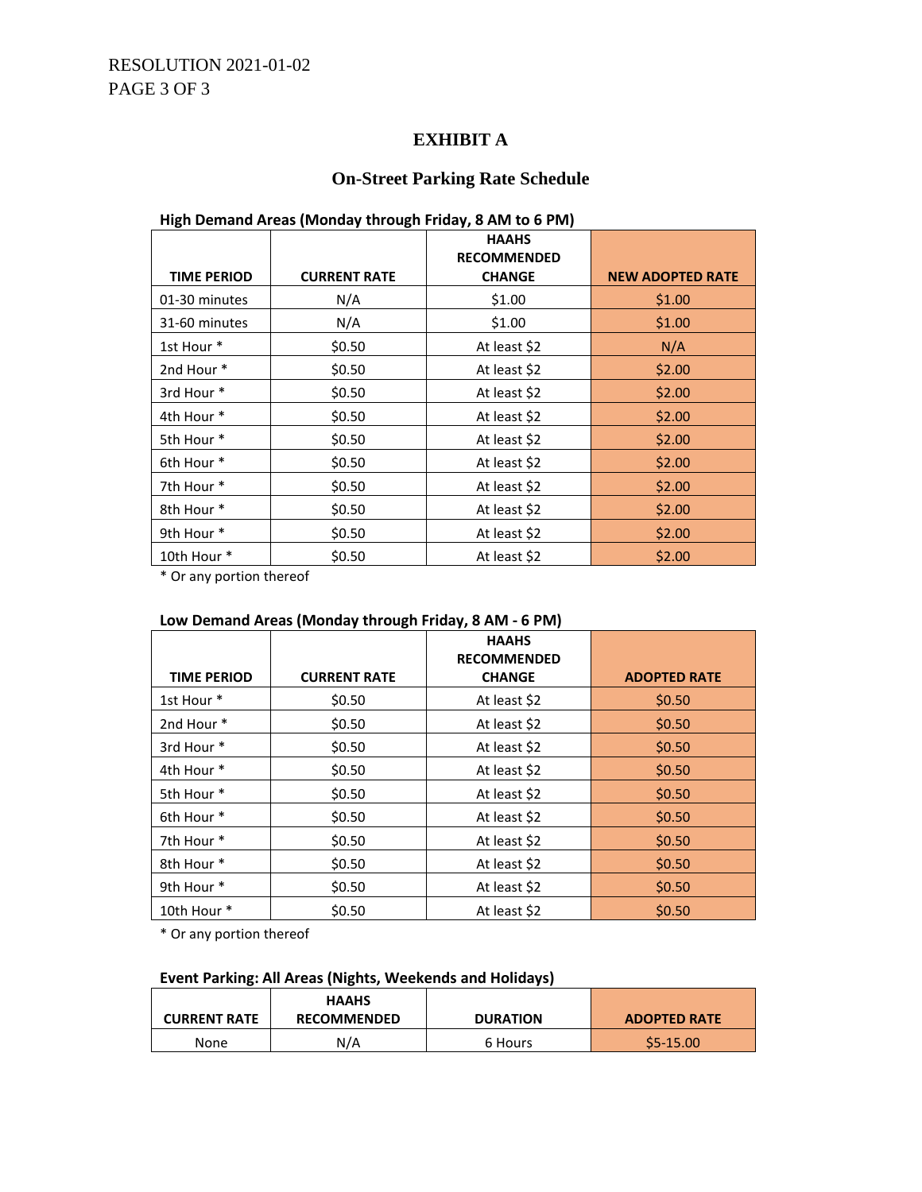RESOLUTION 2021-01-02

## EXHIBIT A

## On-Street Parking Rate Schedule

**High Demand Areas (Monday through Friday, 8 AM to 6 PM)**

| TIME PERIOD | CURRENT RATE | HAAHS RECOMMENDED CHANGE | NEW ADOPTED RATE |
|---|---|---|---|
| 01-30 minutes | N/A | $1.00 | $1.00 |
| 31-60 minutes | N/A | $1.00 | $1.00 |
| 1st Hour * | $0.50 | At least $2 | N/A |
| 2nd Hour * | $0.50 | At least $2 | $2.00 |
| 3rd Hour * | $0.50 | At least $2 | $2.00 |
| 4th Hour * | $0.50 | At least $2 | $2.00 |
| 5th Hour * | $0.50 | At least $2 | $2.00 |
| 6th Hour * | $0.50 | At least $2 | $2.00 |
| 7th Hour * | $0.50 | At least $2 | $2.00 |
| 8th Hour * | $0.50 | At least $2 | $2.00 |
| 9th Hour * | $0.50 | At least $2 | $2.00 |
| 10th Hour * | $0.50 | At least $2 | $2.00 |

* Or any portion thereof

**Low Demand Areas (Monday through Friday, 8 AM - 6 PM)**

| TIME PERIOD | CURRENT RATE | HAAHS RECOMMENDED CHANGE | ADOPTED RATE |
|---|---|---|---|
| 1st Hour * | $0.50 | At least $2 | $0.50 |
| 2nd Hour * | $0.50 | At least $2 | $0.50 |
| 3rd Hour * | $0.50 | At least $2 | $0.50 |
| 4th Hour * | $0.50 | At least $2 | $0.50 |
| 5th Hour * | $0.50 | At least $2 | $0.50 |
| 6th Hour * | $0.50 | At least $2 | $0.50 |
| 7th Hour * | $0.50 | At least $2 | $0.50 |
| 8th Hour * | $0.50 | At least $2 | $0.50 |
| 9th Hour * | $0.50 | At least $2 | $0.50 |
| 10th Hour * | $0.50 | At least $2 | $0.50 |

* Or any portion thereof

**Event Parking: All Areas (Nights, Weekends and Holidays)**

| CURRENT RATE | HAAHS RECOMMENDED | DURATION | ADOPTED RATE |
|---|---|---|---|
| None | N/A | 6 Hours | $5-15.00 |